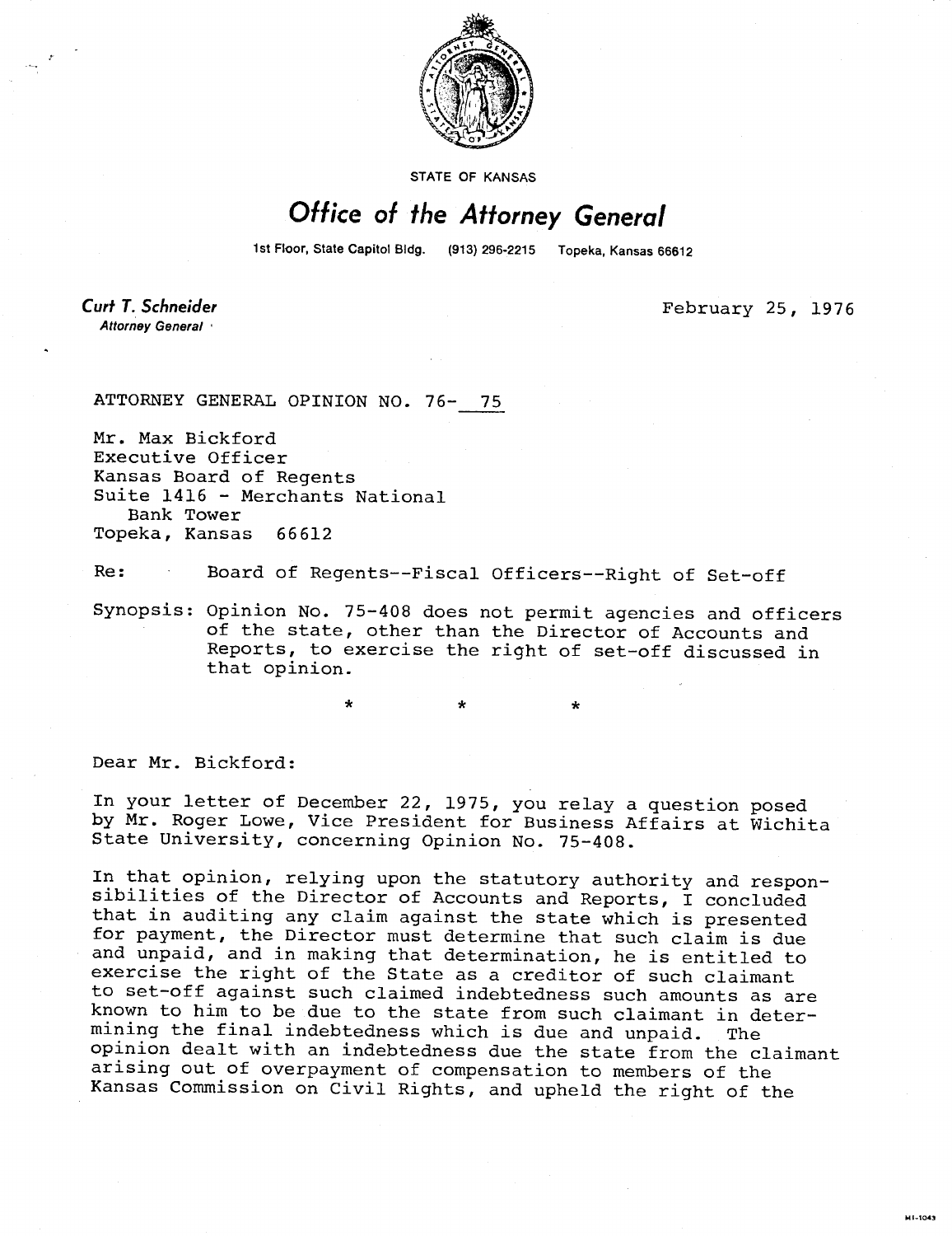STATE OF KANSAS

# Office of the Attorney General

1st Floor, State Capitol Bldg. (913) 296-2215 Topeka, Kansas 66612

**Curt T. Schneider**
*Attorney General*

February 25, 1976

ATTORNEY GENERAL OPINION NO. 76- 75

Mr. Max Bickford
Executive Officer
Kansas Board of Regents
Suite 1416 - Merchants National
Bank Tower
Topeka, Kansas 66612

Re: Board of Regents--Fiscal Officers--Right of Set-off

Synopsis: Opinion No. 75-408 does not permit agencies and officers of the state, other than the Director of Accounts and Reports, to exercise the right of set-off discussed in that opinion.

\* \* \*

Dear Mr. Bickford:

In your letter of December 22, 1975, you relay a question posed by Mr. Roger Lowe, Vice President for Business Affairs at Wichita State University, concerning Opinion No. 75-408.

In that opinion, relying upon the statutory authority and responsibilities of the Director of Accounts and Reports, I concluded that in auditing any claim against the state which is presented for payment, the Director must determine that such claim is due and unpaid, and in making that determination, he is entitled to exercise the right of the State as a creditor of such claimant to set-off against such claimed indebtedness such amounts as are known to him to be due to the state from such claimant in determining the final indebtedness which is due and unpaid. The opinion dealt with an indebtedness due the state from the claimant arising out of overpayment of compensation to members of the Kansas Commission on Civil Rights, and upheld the right of the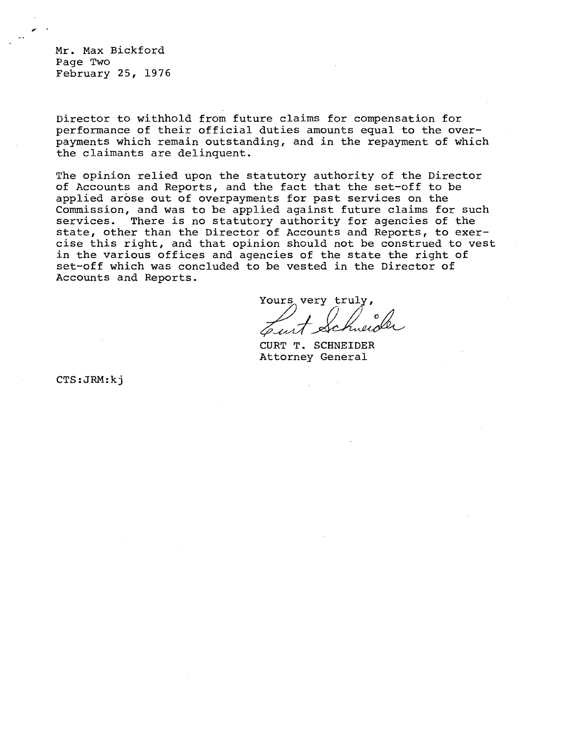Mr. Max Bickford
Page Two
February 25, 1976

Director to withhold from future claims for compensation for performance of their official duties amounts equal to the overpayments which remain outstanding, and in the repayment of which the claimants are delinquent.

The opinion relied upon the statutory authority of the Director of Accounts and Reports, and the fact that the set-off to be applied arose out of overpayments for past services on the Commission, and was to be applied against future claims for such services. There is no statutory authority for agencies of the state, other than the Director of Accounts and Reports, to exercise this right, and that opinion should not be construed to vest in the various offices and agencies of the state the right of set-off which was concluded to be vested in the Director of Accounts and Reports.

Yours very truly,

Curt Schneider

CURT T. SCHNEIDER
Attorney General

CTS:JRM:kj